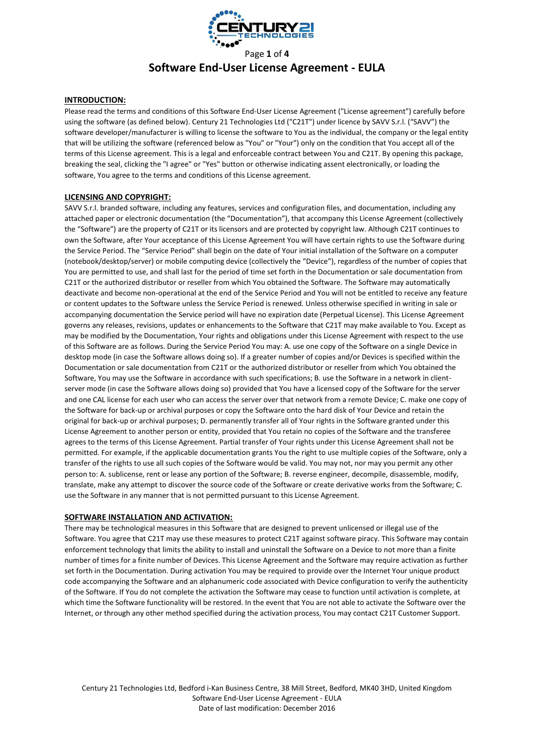# Software End-User License Agreement - EULA

## INTRODUCTION:

Please read the terms and conditions of this Software End-User License Agreement ("License agreement") carefully before using the software (as defined below). Century 21 Technologies Ltd ("C21T") under licence by SAVV S.r.l. ("SAVV") the software developer/manufacturer is willing to license the software to You as the individual, the company or the legal entity that will be utilizing the software (referenced below as "You" or "Your") only on the condition that You accept all of the terms of this License agreement. This is a legal and enforceable contract between You and C21T. By opening this package, breaking the seal, clicking the "I agree" or "Yes" button or otherwise indicating assent electronically, or loading the software, You agree to the terms and conditions of this License agreement.

## LICENSING AND COPYRIGHT:

SAVV S.r.l. branded software, including any features, services and configuration files, and documentation, including any attached paper or electronic documentation (the "Documentation"), that accompany this License Agreement (collectively the "Software") are the property of C21T or its licensors and are protected by copyright law. Although C21T continues to own the Software, after Your acceptance of this License Agreement You will have certain rights to use the Software during the Service Period. The "Service Period" shall begin on the date of Your initial installation of the Software on a computer (notebook/desktop/server) or mobile computing device (collectively the "Device"), regardless of the number of copies that You are permitted to use, and shall last for the period of time set forth in the Documentation or sale documentation from C21T or the authorized distributor or reseller from which You obtained the Software. The Software may automatically deactivate and become non-operational at the end of the Service Period and You will not be entitled to receive any feature or content updates to the Software unless the Service Period is renewed. Unless otherwise specified in writing in sale or accompanying documentation the Service period will have no expiration date (Perpetual License). This License Agreement governs any releases, revisions, updates or enhancements to the Software that C21T may make available to You. Except as may be modified by the Documentation, Your rights and obligations under this License Agreement with respect to the use of this Software are as follows. During the Service Period You may: A. use one copy of the Software on a single Device in desktop mode (in case the Software allows doing so). If a greater number of copies and/or Devices is specified within the Documentation or sale documentation from C21T or the authorized distributor or reseller from which You obtained the Software, You may use the Software in accordance with such specifications; B. use the Software in a network in client-server mode (in case the Software allows doing so) provided that You have a licensed copy of the Software for the server and one CAL license for each user who can access the server over that network from a remote Device; C. make one copy of the Software for back-up or archival purposes or copy the Software onto the hard disk of Your Device and retain the original for back-up or archival purposes; D. permanently transfer all of Your rights in the Software granted under this License Agreement to another person or entity, provided that You retain no copies of the Software and the transferee agrees to the terms of this License Agreement. Partial transfer of Your rights under this License Agreement shall not be permitted. For example, if the applicable documentation grants You the right to use multiple copies of the Software, only a transfer of the rights to use all such copies of the Software would be valid. You may not, nor may you permit any other person to: A. sublicense, rent or lease any portion of the Software; B. reverse engineer, decompile, disassemble, modify, translate, make any attempt to discover the source code of the Software or create derivative works from the Software; C. use the Software in any manner that is not permitted pursuant to this License Agreement.

## SOFTWARE INSTALLATION AND ACTIVATION:

There may be technological measures in this Software that are designed to prevent unlicensed or illegal use of the Software. You agree that C21T may use these measures to protect C21T against software piracy. This Software may contain enforcement technology that limits the ability to install and uninstall the Software on a Device to not more than a finite number of times for a finite number of Devices. This License Agreement and the Software may require activation as further set forth in the Documentation. During activation You may be required to provide over the Internet Your unique product code accompanying the Software and an alphanumeric code associated with Device configuration to verify the authenticity of the Software. If You do not complete the activation the Software may cease to function until activation is complete, at which time the Software functionality will be restored. In the event that You are not able to activate the Software over the Internet, or through any other method specified during the activation process, You may contact C21T Customer Support.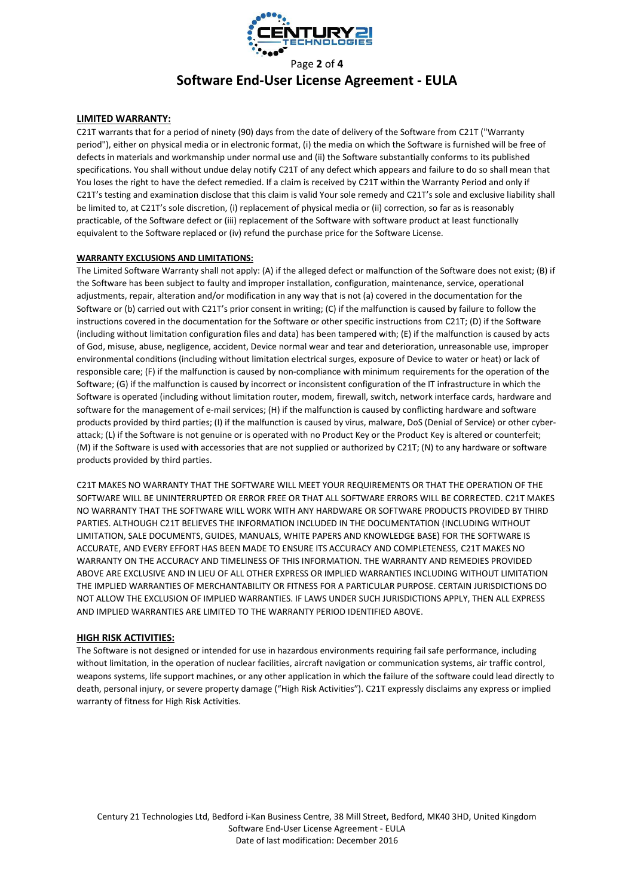## LIMITED WARRANTY:

C21T warrants that for a period of ninety (90) days from the date of delivery of the Software from C21T ("Warranty period"), either on physical media or in electronic format, (i) the media on which the Software is furnished will be free of defects in materials and workmanship under normal use and (ii) the Software substantially conforms to its published specifications. You shall without undue delay notify C21T of any defect which appears and failure to do so shall mean that You loses the right to have the defect remedied. If a claim is received by C21T within the Warranty Period and only if C21T's testing and examination disclose that this claim is valid Your sole remedy and C21T's sole and exclusive liability shall be limited to, at C21T's sole discretion, (i) replacement of physical media or (ii) correction, so far as is reasonably practicable, of the Software defect or (iii) replacement of the Software with software product at least functionally equivalent to the Software replaced or (iv) refund the purchase price for the Software License.

### WARRANTY EXCLUSIONS AND LIMITATIONS:

The Limited Software Warranty shall not apply: (A) if the alleged defect or malfunction of the Software does not exist; (B) if the Software has been subject to faulty and improper installation, configuration, maintenance, service, operational adjustments, repair, alteration and/or modification in any way that is not (a) covered in the documentation for the Software or (b) carried out with C21T's prior consent in writing; (C) if the malfunction is caused by failure to follow the instructions covered in the documentation for the Software or other specific instructions from C21T; (D) if the Software (including without limitation configuration files and data) has been tampered with; (E) if the malfunction is caused by acts of God, misuse, abuse, negligence, accident, Device normal wear and tear and deterioration, unreasonable use, improper environmental conditions (including without limitation electrical surges, exposure of Device to water or heat) or lack of responsible care; (F) if the malfunction is caused by non-compliance with minimum requirements for the operation of the Software; (G) if the malfunction is caused by incorrect or inconsistent configuration of the IT infrastructure in which the Software is operated (including without limitation router, modem, firewall, switch, network interface cards, hardware and software for the management of e-mail services; (H) if the malfunction is caused by conflicting hardware and software products provided by third parties; (I) if the malfunction is caused by virus, malware, DoS (Denial of Service) or other cyber-attack; (L) if the Software is not genuine or is operated with no Product Key or the Product Key is altered or counterfeit; (M) if the Software is used with accessories that are not supplied or authorized by C21T; (N) to any hardware or software products provided by third parties.

C21T MAKES NO WARRANTY THAT THE SOFTWARE WILL MEET YOUR REQUIREMENTS OR THAT THE OPERATION OF THE SOFTWARE WILL BE UNINTERRUPTED OR ERROR FREE OR THAT ALL SOFTWARE ERRORS WILL BE CORRECTED. C21T MAKES NO WARRANTY THAT THE SOFTWARE WILL WORK WITH ANY HARDWARE OR SOFTWARE PRODUCTS PROVIDED BY THIRD PARTIES. ALTHOUGH C21T BELIEVES THE INFORMATION INCLUDED IN THE DOCUMENTATION (INCLUDING WITHOUT LIMITATION, SALE DOCUMENTS, GUIDES, MANUALS, WHITE PAPERS AND KNOWLEDGE BASE) FOR THE SOFTWARE IS ACCURATE, AND EVERY EFFORT HAS BEEN MADE TO ENSURE ITS ACCURACY AND COMPLETENESS, C21T MAKES NO WARRANTY ON THE ACCURACY AND TIMELINESS OF THIS INFORMATION. THE WARRANTY AND REMEDIES PROVIDED ABOVE ARE EXCLUSIVE AND IN LIEU OF ALL OTHER EXPRESS OR IMPLIED WARRANTIES INCLUDING WITHOUT LIMITATION THE IMPLIED WARRANTIES OF MERCHANTABILITY OR FITNESS FOR A PARTICULAR PURPOSE. CERTAIN JURISDICTIONS DO NOT ALLOW THE EXCLUSION OF IMPLIED WARRANTIES. IF LAWS UNDER SUCH JURISDICTIONS APPLY, THEN ALL EXPRESS AND IMPLIED WARRANTIES ARE LIMITED TO THE WARRANTY PERIOD IDENTIFIED ABOVE.

## HIGH RISK ACTIVITIES:

The Software is not designed or intended for use in hazardous environments requiring fail safe performance, including without limitation, in the operation of nuclear facilities, aircraft navigation or communication systems, air traffic control, weapons systems, life support machines, or any other application in which the failure of the software could lead directly to death, personal injury, or severe property damage ("High Risk Activities"). C21T expressly disclaims any express or implied warranty of fitness for High Risk Activities.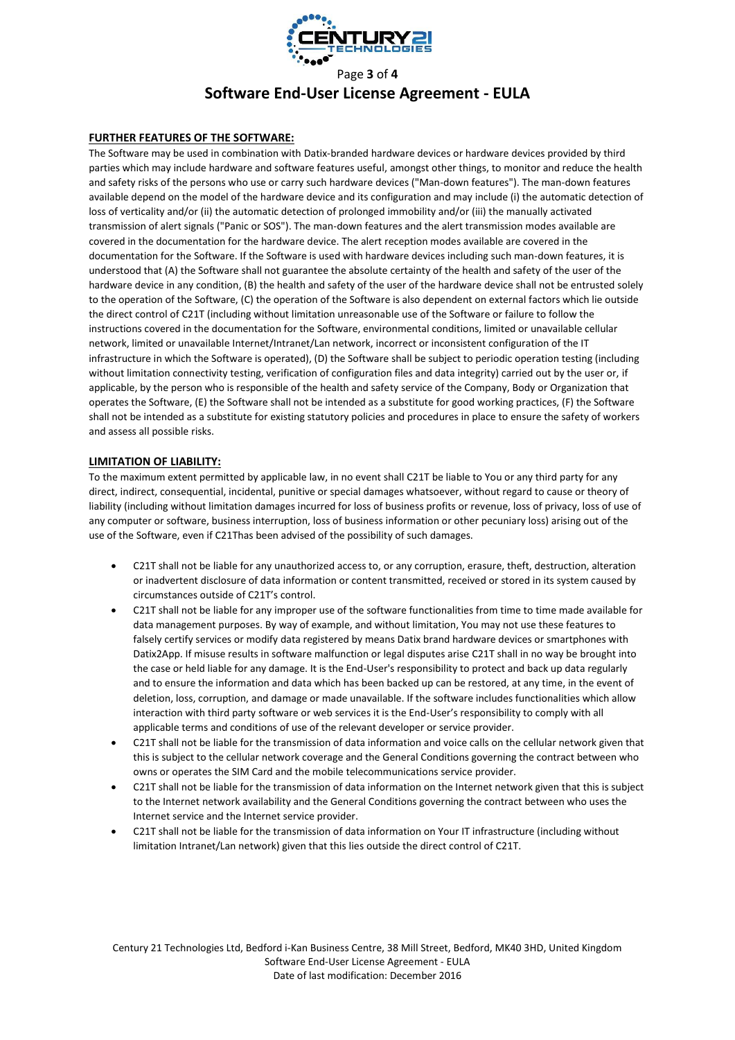## FURTHER FEATURES OF THE SOFTWARE:

The Software may be used in combination with Datix-branded hardware devices or hardware devices provided by third parties which may include hardware and software features useful, amongst other things, to monitor and reduce the health and safety risks of the persons who use or carry such hardware devices ("Man-down features"). The man-down features available depend on the model of the hardware device and its configuration and may include (i) the automatic detection of loss of verticality and/or (ii) the automatic detection of prolonged immobility and/or (iii) the manually activated transmission of alert signals ("Panic or SOS"). The man-down features and the alert transmission modes available are covered in the documentation for the hardware device. The alert reception modes available are covered in the documentation for the Software. If the Software is used with hardware devices including such man-down features, it is understood that (A) the Software shall not guarantee the absolute certainty of the health and safety of the user of the hardware device in any condition, (B) the health and safety of the user of the hardware device shall not be entrusted solely to the operation of the Software, (C) the operation of the Software is also dependent on external factors which lie outside the direct control of C21T (including without limitation unreasonable use of the Software or failure to follow the instructions covered in the documentation for the Software, environmental conditions, limited or unavailable cellular network, limited or unavailable Internet/Intranet/Lan network, incorrect or inconsistent configuration of the IT infrastructure in which the Software is operated), (D) the Software shall be subject to periodic operation testing (including without limitation connectivity testing, verification of configuration files and data integrity) carried out by the user or, if applicable, by the person who is responsible of the health and safety service of the Company, Body or Organization that operates the Software, (E) the Software shall not be intended as a substitute for good working practices, (F) the Software shall not be intended as a substitute for existing statutory policies and procedures in place to ensure the safety of workers and assess all possible risks.

## LIMITATION OF LIABILITY:

To the maximum extent permitted by applicable law, in no event shall C21T be liable to You or any third party for any direct, indirect, consequential, incidental, punitive or special damages whatsoever, without regard to cause or theory of liability (including without limitation damages incurred for loss of business profits or revenue, loss of privacy, loss of use of any computer or software, business interruption, loss of business information or other pecuniary loss) arising out of the use of the Software, even if C21Thas been advised of the possibility of such damages.

- C21T shall not be liable for any unauthorized access to, or any corruption, erasure, theft, destruction, alteration or inadvertent disclosure of data information or content transmitted, received or stored in its system caused by circumstances outside of C21T's control.
- C21T shall not be liable for any improper use of the software functionalities from time to time made available for data management purposes. By way of example, and without limitation, You may not use these features to falsely certify services or modify data registered by means Datix brand hardware devices or smartphones with Datix2App. If misuse results in software malfunction or legal disputes arise C21T shall in no way be brought into the case or held liable for any damage. It is the End-User's responsibility to protect and back up data regularly and to ensure the information and data which has been backed up can be restored, at any time, in the event of deletion, loss, corruption, and damage or made unavailable. If the software includes functionalities which allow interaction with third party software or web services it is the End-User's responsibility to comply with all applicable terms and conditions of use of the relevant developer or service provider.
- C21T shall not be liable for the transmission of data information and voice calls on the cellular network given that this is subject to the cellular network coverage and the General Conditions governing the contract between who owns or operates the SIM Card and the mobile telecommunications service provider.
- C21T shall not be liable for the transmission of data information on the Internet network given that this is subject to the Internet network availability and the General Conditions governing the contract between who uses the Internet service and the Internet service provider.
- C21T shall not be liable for the transmission of data information on Your IT infrastructure (including without limitation Intranet/Lan network) given that this lies outside the direct control of C21T.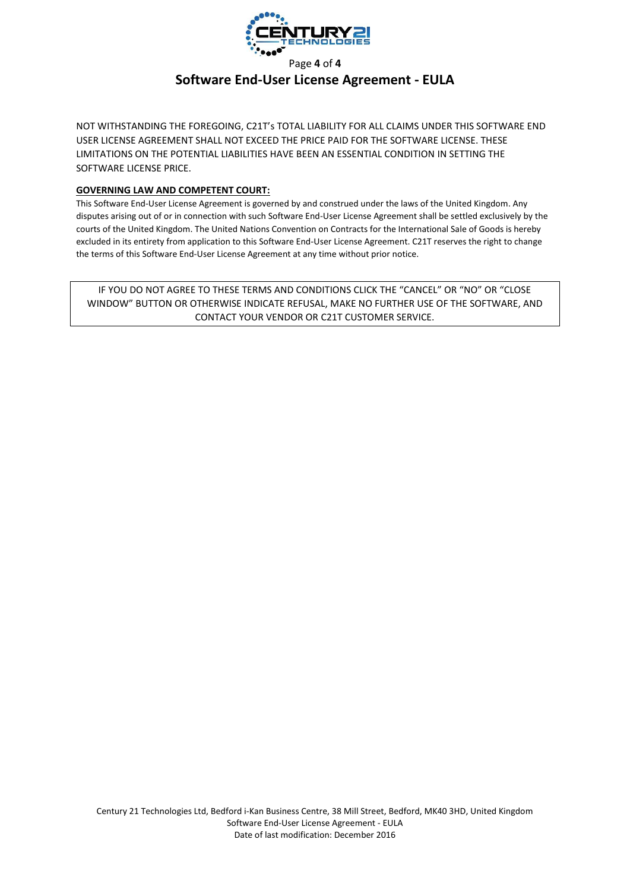NOT WITHSTANDING THE FOREGOING, C21T's TOTAL LIABILITY FOR ALL CLAIMS UNDER THIS SOFTWARE END USER LICENSE AGREEMENT SHALL NOT EXCEED THE PRICE PAID FOR THE SOFTWARE LICENSE. THESE LIMITATIONS ON THE POTENTIAL LIABILITIES HAVE BEEN AN ESSENTIAL CONDITION IN SETTING THE SOFTWARE LICENSE PRICE.

**GOVERNING LAW AND COMPETENT COURT:**

This Software End-User License Agreement is governed by and construed under the laws of the United Kingdom. Any disputes arising out of or in connection with such Software End-User License Agreement shall be settled exclusively by the courts of the United Kingdom. The United Nations Convention on Contracts for the International Sale of Goods is hereby excluded in its entirety from application to this Software End-User License Agreement. C21T reserves the right to change the terms of this Software End-User License Agreement at any time without prior notice.

IF YOU DO NOT AGREE TO THESE TERMS AND CONDITIONS CLICK THE "CANCEL" OR "NO" OR "CLOSE WINDOW" BUTTON OR OTHERWISE INDICATE REFUSAL, MAKE NO FURTHER USE OF THE SOFTWARE, AND CONTACT YOUR VENDOR OR C21T CUSTOMER SERVICE.

Century 21 Technologies Ltd, Bedford i-Kan Business Centre, 38 Mill Street, Bedford, MK40 3HD, United Kingdom
Software End-User License Agreement - EULA
Date of last modification: December 2016